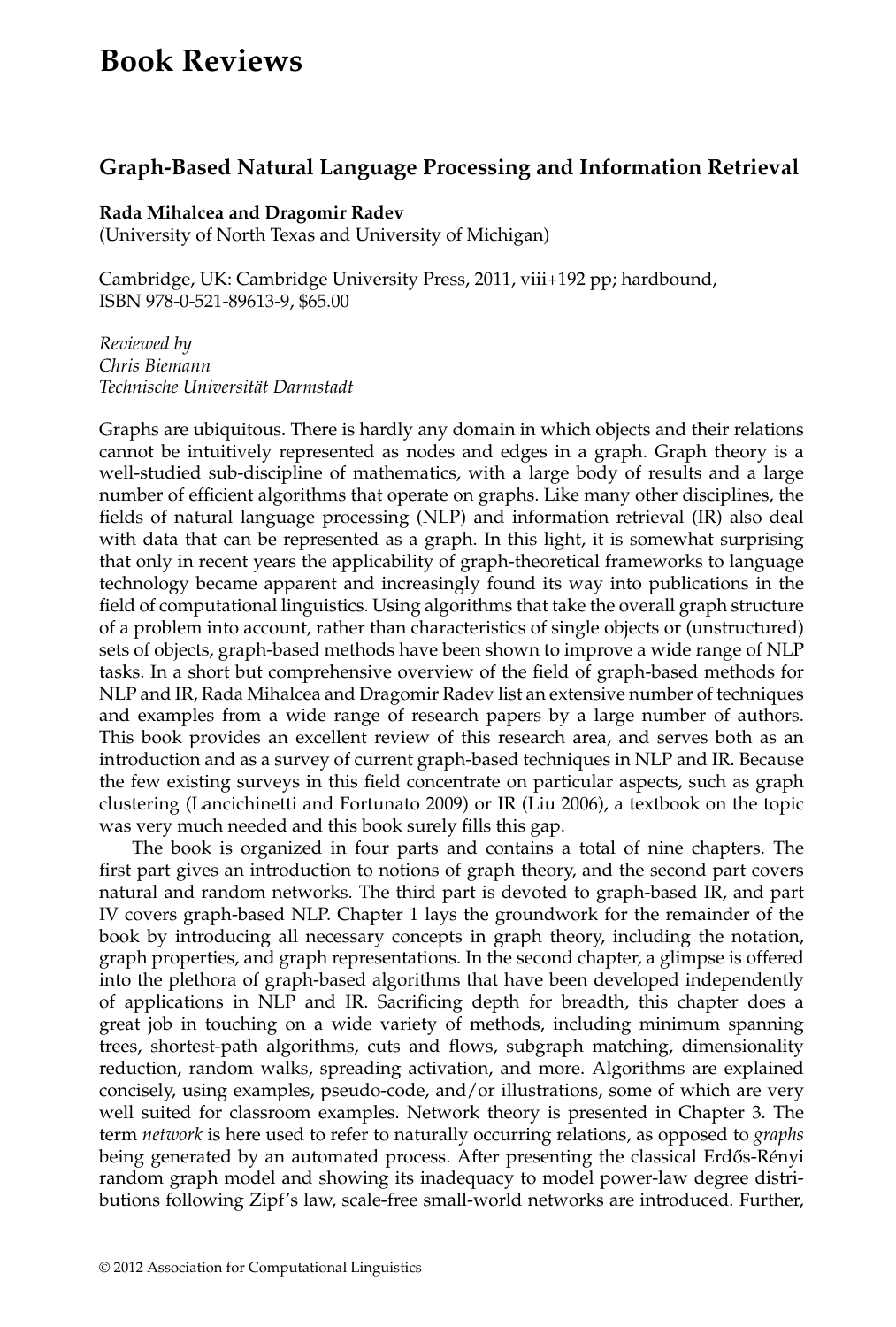# Book Reviews

## Graph-Based Natural Language Processing and Information Retrieval

**Rada Mihalcea and Dragomir Radev**
(University of North Texas and University of Michigan)

Cambridge, UK: Cambridge University Press, 2011, viii+192 pp; hardbound, ISBN 978-0-521-89613-9, $65.00

*Reviewed by*
*Chris Biemann*
*Technische Universität Darmstadt*

Graphs are ubiquitous. There is hardly any domain in which objects and their relations cannot be intuitively represented as nodes and edges in a graph. Graph theory is a well-studied sub-discipline of mathematics, with a large body of results and a large number of efficient algorithms that operate on graphs. Like many other disciplines, the fields of natural language processing (NLP) and information retrieval (IR) also deal with data that can be represented as a graph. In this light, it is somewhat surprising that only in recent years the applicability of graph-theoretical frameworks to language technology became apparent and increasingly found its way into publications in the field of computational linguistics. Using algorithms that take the overall graph structure of a problem into account, rather than characteristics of single objects or (unstructured) sets of objects, graph-based methods have been shown to improve a wide range of NLP tasks. In a short but comprehensive overview of the field of graph-based methods for NLP and IR, Rada Mihalcea and Dragomir Radev list an extensive number of techniques and examples from a wide range of research papers by a large number of authors. This book provides an excellent review of this research area, and serves both as an introduction and as a survey of current graph-based techniques in NLP and IR. Because the few existing surveys in this field concentrate on particular aspects, such as graph clustering (Lancichinetti and Fortunato 2009) or IR (Liu 2006), a textbook on the topic was very much needed and this book surely fills this gap.

The book is organized in four parts and contains a total of nine chapters. The first part gives an introduction to notions of graph theory, and the second part covers natural and random networks. The third part is devoted to graph-based IR, and part IV covers graph-based NLP. Chapter 1 lays the groundwork for the remainder of the book by introducing all necessary concepts in graph theory, including the notation, graph properties, and graph representations. In the second chapter, a glimpse is offered into the plethora of graph-based algorithms that have been developed independently of applications in NLP and IR. Sacrificing depth for breadth, this chapter does a great job in touching on a wide variety of methods, including minimum spanning trees, shortest-path algorithms, cuts and flows, subgraph matching, dimensionality reduction, random walks, spreading activation, and more. Algorithms are explained concisely, using examples, pseudo-code, and/or illustrations, some of which are very well suited for classroom examples. Network theory is presented in Chapter 3. The term *network* is here used to refer to naturally occurring relations, as opposed to *graphs* being generated by an automated process. After presenting the classical Erdős-Rényi random graph model and showing its inadequacy to model power-law degree distributions following Zipf's law, scale-free small-world networks are introduced. Further,

© 2012 Association for Computational Linguistics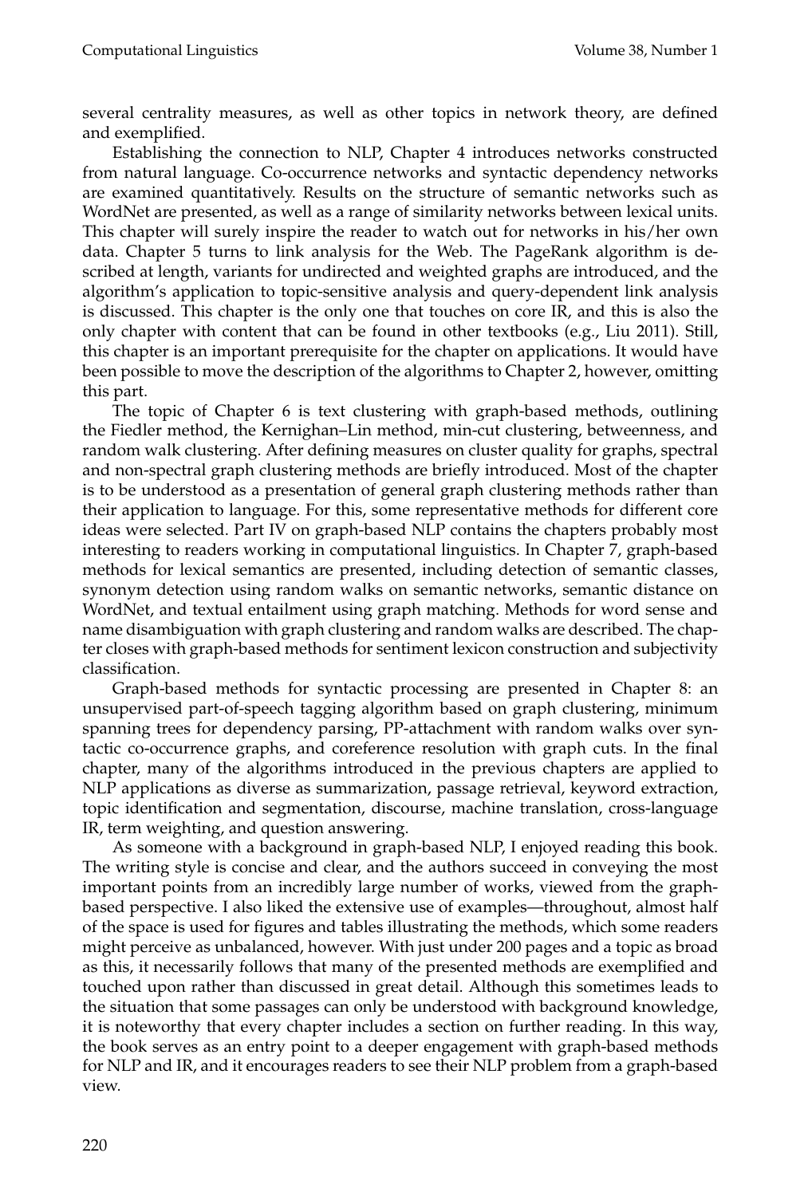several centrality measures, as well as other topics in network theory, are defined and exemplified.

Establishing the connection to NLP, Chapter 4 introduces networks constructed from natural language. Co-occurrence networks and syntactic dependency networks are examined quantitatively. Results on the structure of semantic networks such as WordNet are presented, as well as a range of similarity networks between lexical units. This chapter will surely inspire the reader to watch out for networks in his/her own data. Chapter 5 turns to link analysis for the Web. The PageRank algorithm is described at length, variants for undirected and weighted graphs are introduced, and the algorithm's application to topic-sensitive analysis and query-dependent link analysis is discussed. This chapter is the only one that touches on core IR, and this is also the only chapter with content that can be found in other textbooks (e.g., Liu 2011). Still, this chapter is an important prerequisite for the chapter on applications. It would have been possible to move the description of the algorithms to Chapter 2, however, omitting this part.

The topic of Chapter 6 is text clustering with graph-based methods, outlining the Fiedler method, the Kernighan–Lin method, min-cut clustering, betweenness, and random walk clustering. After defining measures on cluster quality for graphs, spectral and non-spectral graph clustering methods are briefly introduced. Most of the chapter is to be understood as a presentation of general graph clustering methods rather than their application to language. For this, some representative methods for different core ideas were selected. Part IV on graph-based NLP contains the chapters probably most interesting to readers working in computational linguistics. In Chapter 7, graph-based methods for lexical semantics are presented, including detection of semantic classes, synonym detection using random walks on semantic networks, semantic distance on WordNet, and textual entailment using graph matching. Methods for word sense and name disambiguation with graph clustering and random walks are described. The chapter closes with graph-based methods for sentiment lexicon construction and subjectivity classification.

Graph-based methods for syntactic processing are presented in Chapter 8: an unsupervised part-of-speech tagging algorithm based on graph clustering, minimum spanning trees for dependency parsing, PP-attachment with random walks over syntactic co-occurrence graphs, and coreference resolution with graph cuts. In the final chapter, many of the algorithms introduced in the previous chapters are applied to NLP applications as diverse as summarization, passage retrieval, keyword extraction, topic identification and segmentation, discourse, machine translation, cross-language IR, term weighting, and question answering.

As someone with a background in graph-based NLP, I enjoyed reading this book. The writing style is concise and clear, and the authors succeed in conveying the most important points from an incredibly large number of works, viewed from the graph-based perspective. I also liked the extensive use of examples—throughout, almost half of the space is used for figures and tables illustrating the methods, which some readers might perceive as unbalanced, however. With just under 200 pages and a topic as broad as this, it necessarily follows that many of the presented methods are exemplified and touched upon rather than discussed in great detail. Although this sometimes leads to the situation that some passages can only be understood with background knowledge, it is noteworthy that every chapter includes a section on further reading. In this way, the book serves as an entry point to a deeper engagement with graph-based methods for NLP and IR, and it encourages readers to see their NLP problem from a graph-based view.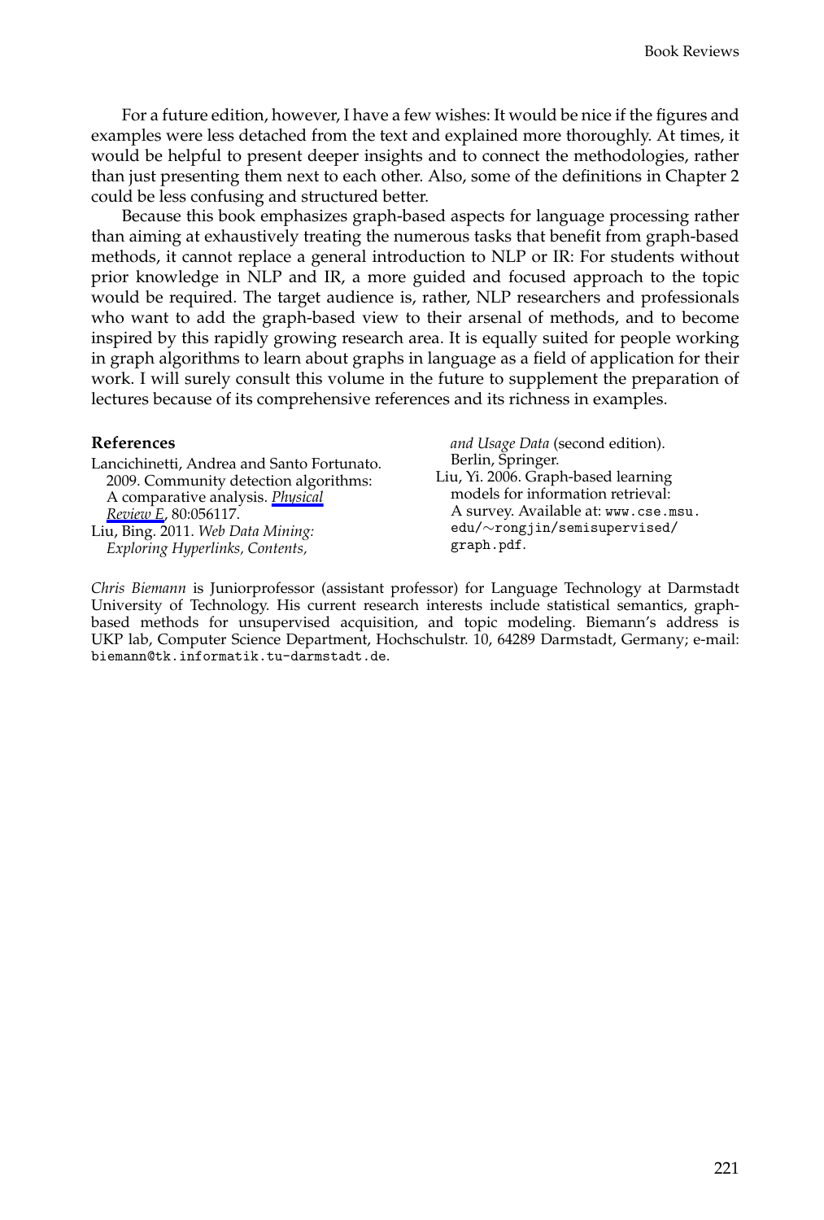For a future edition, however, I have a few wishes: It would be nice if the figures and examples were less detached from the text and explained more thoroughly. At times, it would be helpful to present deeper insights and to connect the methodologies, rather than just presenting them next to each other. Also, some of the definitions in Chapter 2 could be less confusing and structured better.

Because this book emphasizes graph-based aspects for language processing rather than aiming at exhaustively treating the numerous tasks that benefit from graph-based methods, it cannot replace a general introduction to NLP or IR: For students without prior knowledge in NLP and IR, a more guided and focused approach to the topic would be required. The target audience is, rather, NLP researchers and professionals who want to add the graph-based view to their arsenal of methods, and to become inspired by this rapidly growing research area. It is equally suited for people working in graph algorithms to learn about graphs in language as a field of application for their work. I will surely consult this volume in the future to supplement the preparation of lectures because of its comprehensive references and its richness in examples.

**References**

Lancichinetti, Andrea and Santo Fortunato. 2009. Community detection algorithms: A comparative analysis. *Physical Review E*, 80:056117.

Liu, Bing. 2011. *Web Data Mining: Exploring Hyperlinks, Contents, and Usage Data* (second edition). Berlin, Springer.

Liu, Yi. 2006. Graph-based learning models for information retrieval: A survey. Available at: `www.cse.msu.edu/~rongjin/semisupervised/graph.pdf`.

*Chris Biemann* is Juniorprofessor (assistant professor) for Language Technology at Darmstadt University of Technology. His current research interests include statistical semantics, graph-based methods for unsupervised acquisition, and topic modeling. Biemann's address is UKP lab, Computer Science Department, Hochschulstr. 10, 64289 Darmstadt, Germany; e-mail: `biemann@tk.informatik.tu-darmstadt.de`.